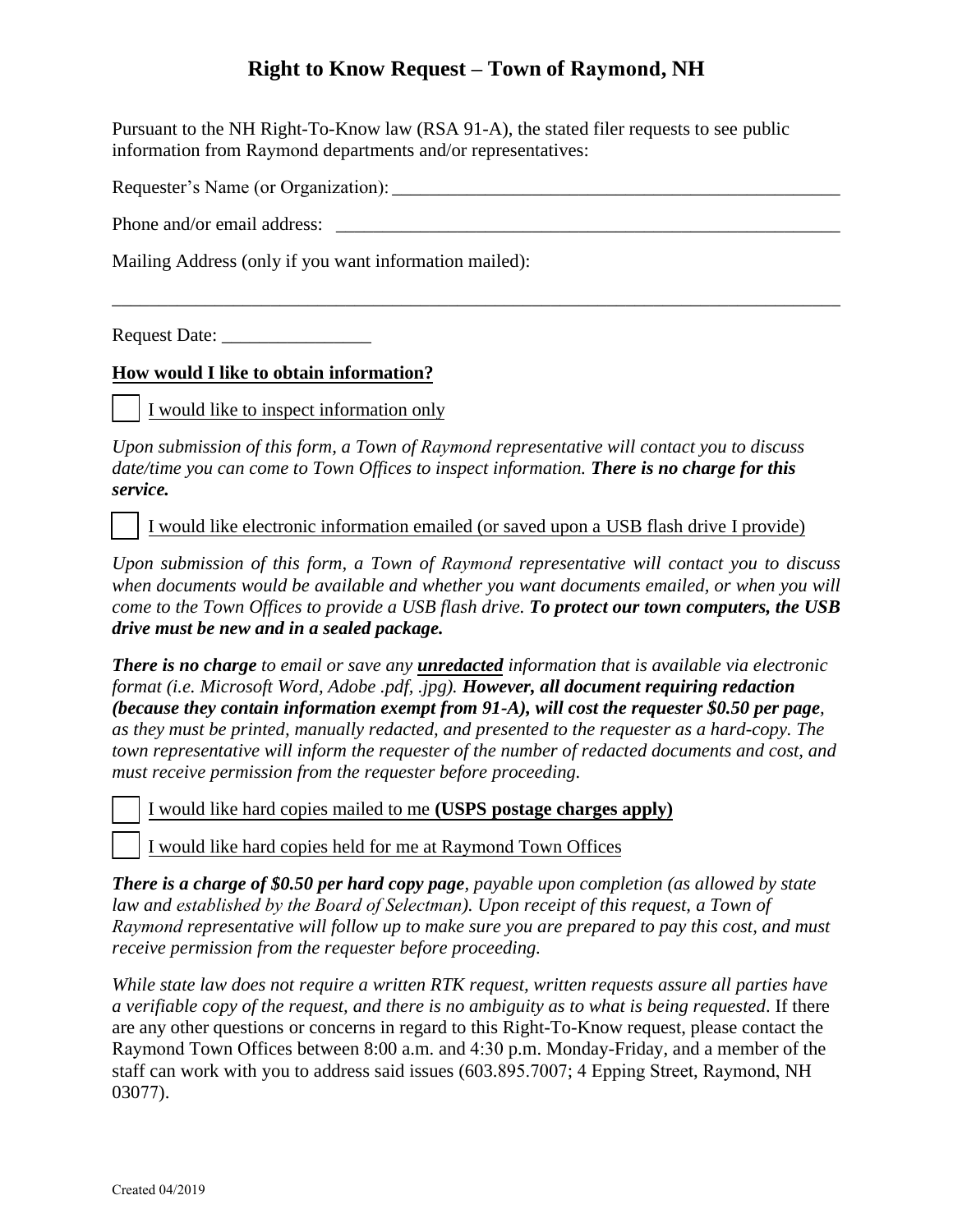# Right to Know Request – Town of Raymond, NH

Pursuant to the NH Right-To-Know law (RSA 91-A), the stated filer requests to see public information from Raymond departments and/or representatives:

Requester's Name (or Organization): ___________________________________________________

Phone and/or email address: ___________________________________________________

Mailing Address (only if you want information mailed):

_____________________________________________________________________________

Request Date: ________________

**How would I like to obtain information?**

☐ I would like to inspect information only

*Upon submission of this form, a Town of Raymond representative will contact you to discuss date/time you can come to Town Offices to inspect information.* ***There is no charge for this service.***

☐ I would like electronic information emailed (or saved upon a USB flash drive I provide)

*Upon submission of this form, a Town of Raymond representative will contact you to discuss when documents would be available and whether you want documents emailed, or when you will come to the Town Offices to provide a USB flash drive.* ***To protect our town computers, the USB drive must be new and in a sealed package.***

***There is no charge*** *to email or save any* ***unredacted*** *information that is available via electronic format (i.e. Microsoft Word, Adobe .pdf, .jpg).* ***However, all document requiring redaction (because they contain information exempt from 91-A), will cost the requester $0.50 per page****, as they must be printed, manually redacted, and presented to the requester as a hard-copy. The town representative will inform the requester of the number of redacted documents and cost, and must receive permission from the requester before proceeding.*

☐ I would like hard copies mailed to me **(USPS postage charges apply)**

☐ I would like hard copies held for me at Raymond Town Offices

***There is a charge of $0.50 per hard copy page****, payable upon completion (as allowed by state law and established by the Board of Selectman). Upon receipt of this request, a Town of Raymond representative will follow up to make sure you are prepared to pay this cost, and must receive permission from the requester before proceeding.*

*While state law does not require a written RTK request, written requests assure all parties have a verifiable copy of the request, and there is no ambiguity as to what is being requested*. If there are any other questions or concerns in regard to this Right-To-Know request, please contact the Raymond Town Offices between 8:00 a.m. and 4:30 p.m. Monday-Friday, and a member of the staff can work with you to address said issues (603.895.7007; 4 Epping Street, Raymond, NH 03077).

Created 04/2019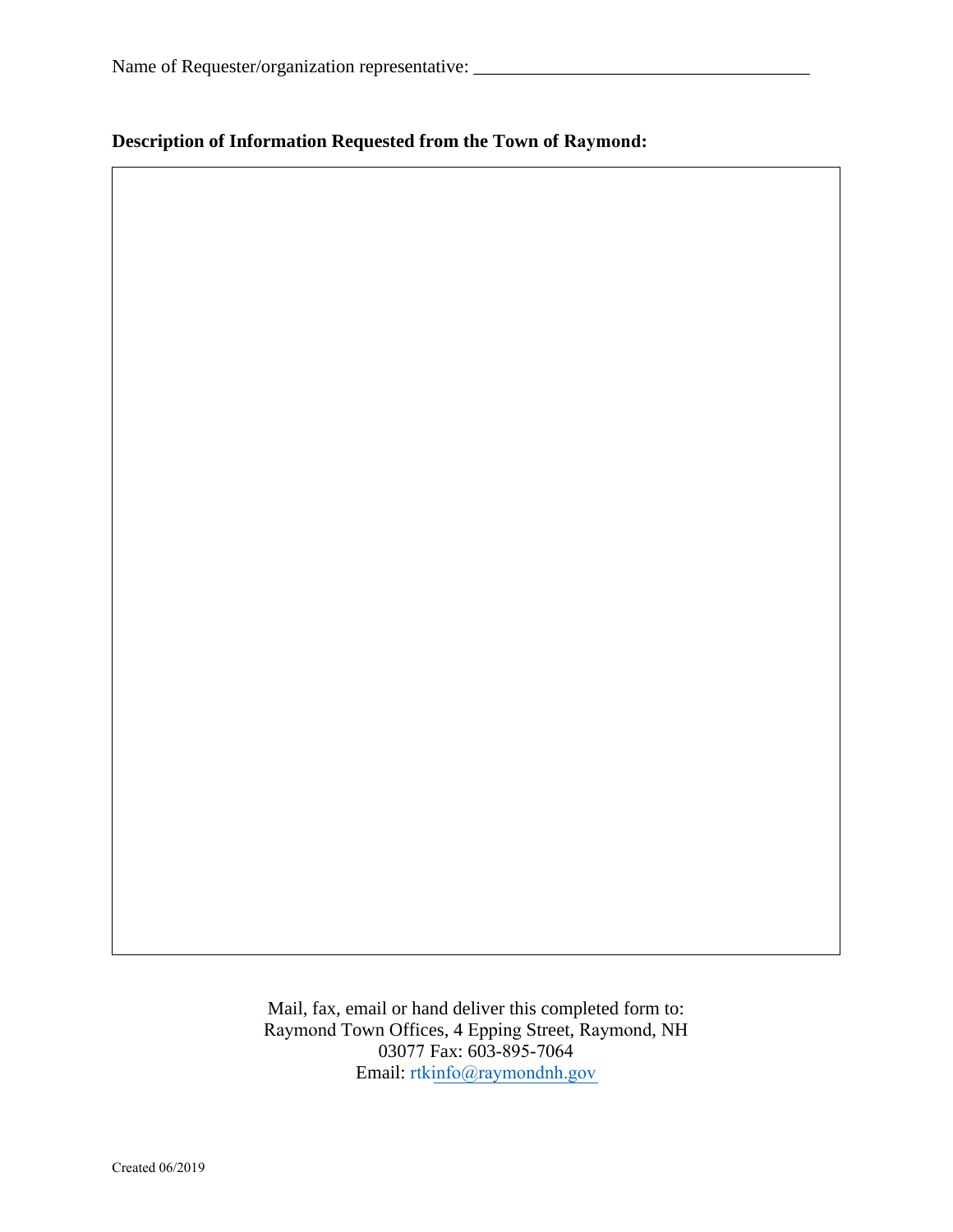Name of Requester/organization representative: ___________________________________

**Description of Information Requested from the Town of Raymond:**

Mail, fax, email or hand deliver this completed form to:
Raymond Town Offices, 4 Epping Street, Raymond, NH 03077 Fax: 603-895-7064
Email: rtkinfo@raymondnh.gov

Created 06/2019